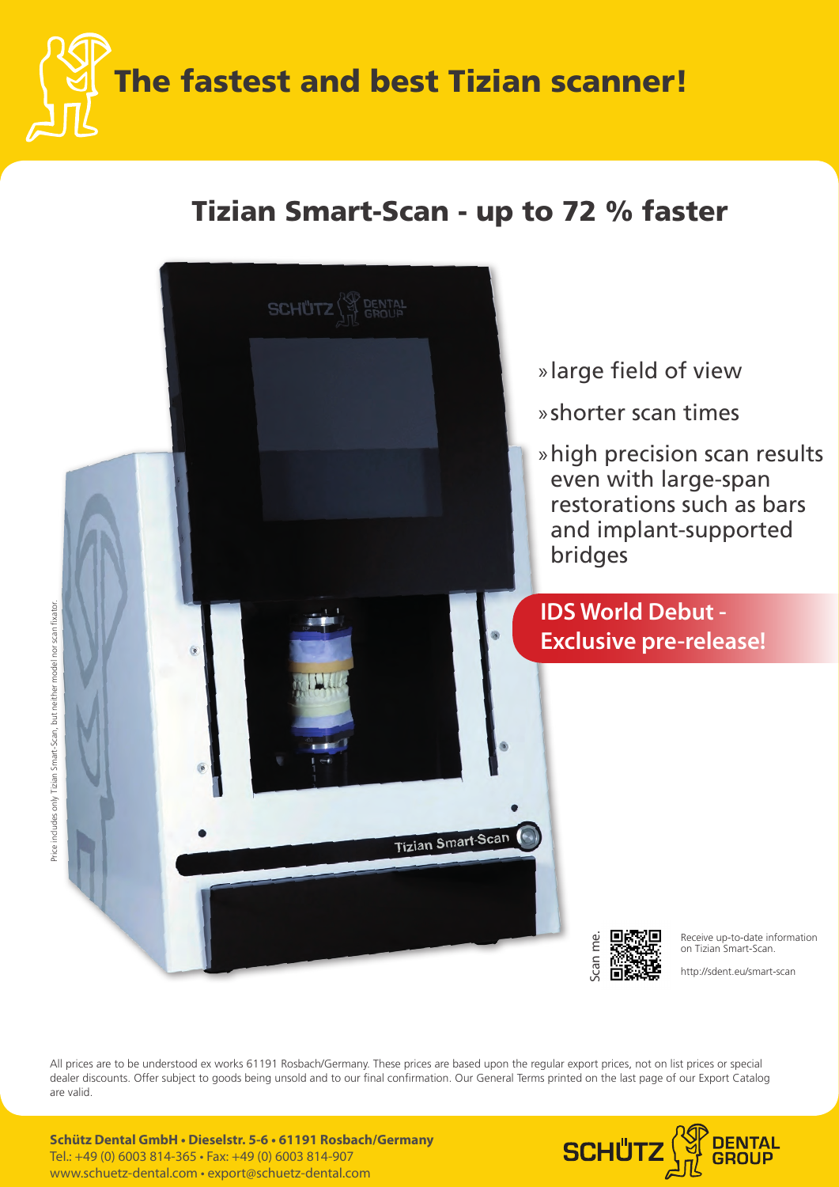# The fastest and best Tizian scanner!

## Tizian Smart-Scan - up to 72 % faster

- large field of view
- shorter scan times
- high precision scan results even with large-span restorations such as bars and implant-supported bridges

**IDS World Debut - Exclusive pre-release!**

Price includes only Tizian Smart-Scan, but neither model nor scan fixator.

Scan me.

Receive up-to-date information on Tizian Smart-Scan.

http://sdent.eu/smart-scan

All prices are to be understood ex works 61191 Rosbach/Germany. These prices are based upon the regular export prices, not on list prices or special dealer discounts. Offer subject to goods being unsold and to our final confirmation. Our General Terms printed on the last page of our Export Catalog are valid.

**Schütz Dental GmbH • Dieselstr. 5-6 • 61191 Rosbach/Germany**
Tel.: +49 (0) 6003 814-365 • Fax: +49 (0) 6003 814-907
www.schuetz-dental.com • export@schuetz-dental.com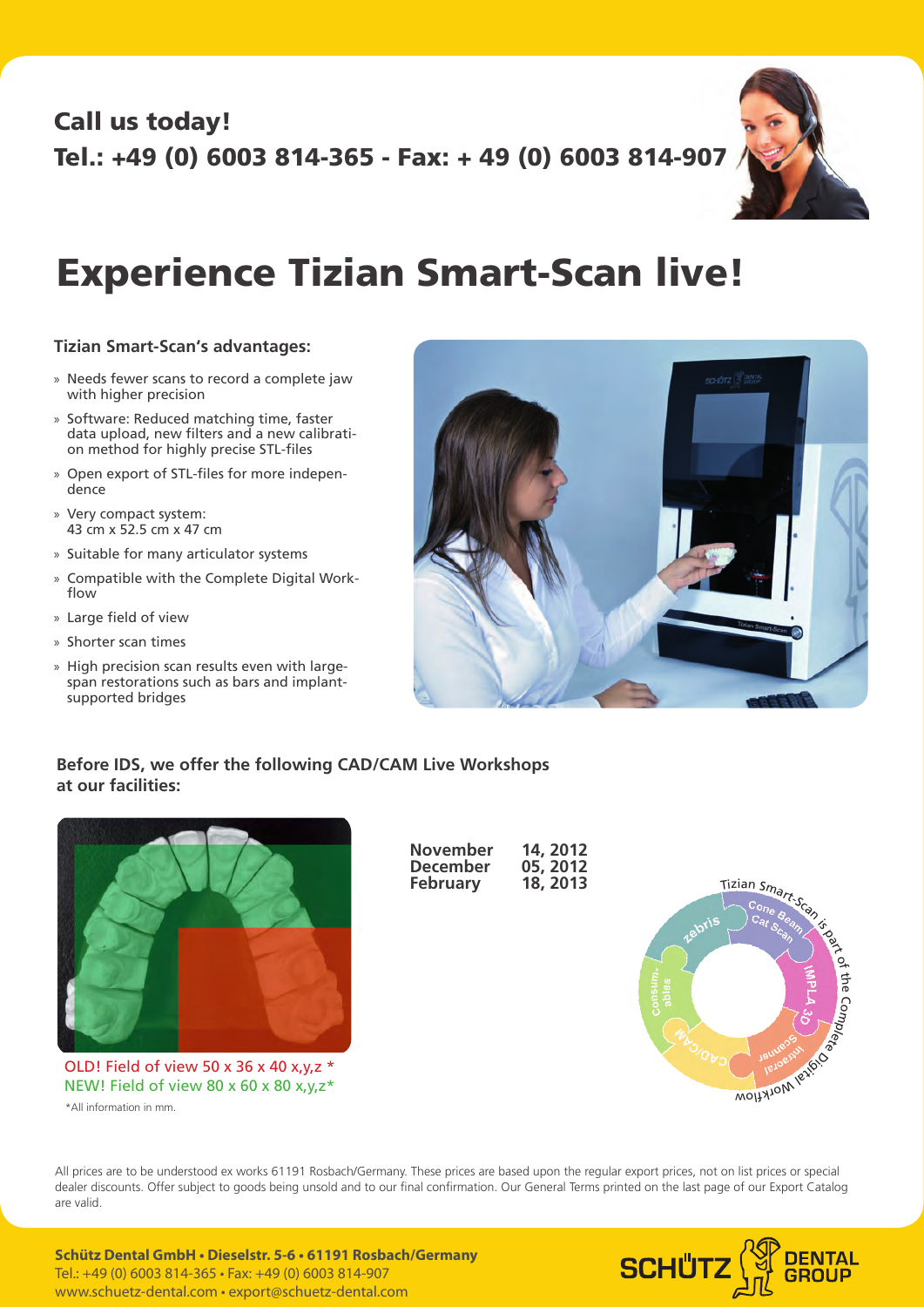**Call us today!**
**Tel.: +49 (0) 6003 814-365 - Fax: + 49 (0) 6003 814-907**

# Experience Tizian Smart-Scan live!

**Tizian Smart-Scan's advantages:**

- » Needs fewer scans to record a complete jaw with higher precision
- » Software: Reduced matching time, faster data upload, new filters and a new calibration method for highly precise STL-files
- » Open export of STL-files for more independence
- » Very compact system: 43 cm x 52.5 cm x 47 cm
- » Suitable for many articulator systems
- » Compatible with the Complete Digital Workflow
- » Large field of view
- » Shorter scan times
- » High precision scan results even with large-span restorations such as bars and implant-supported bridges

**Before IDS, we offer the following CAD/CAM Live Workshops at our facilities:**

| | |
|---|---|
| **November** | **14, 2012** |
| **December** | **05, 2012** |
| **February** | **18, 2013** |

OLD! Field of view 50 x 36 x 40 x,y,z *
NEW! Field of view 80 x 60 x 80 x,y,z*
*All information in mm.

Tizian Smart-Scan is part of the Complete Digital Workflow

Cone Beam Cat Scan
IMPLA 3D
Intraoral Scanner
CAD/CAM
Consumables
zebris

All prices are to be understood ex works 61191 Rosbach/Germany. These prices are based upon the regular export prices, not on list prices or special dealer discounts. Offer subject to goods being unsold and to our final confirmation. Our General Terms printed on the last page of our Export Catalog are valid.

**Schütz Dental GmbH • Dieselstr. 5-6 • 61191 Rosbach/Germany**
Tel.: +49 (0) 6003 814-365 • Fax: +49 (0) 6003 814-907
www.schuetz-dental.com • export@schuetz-dental.com

SCHÜTZ DENTAL GROUP